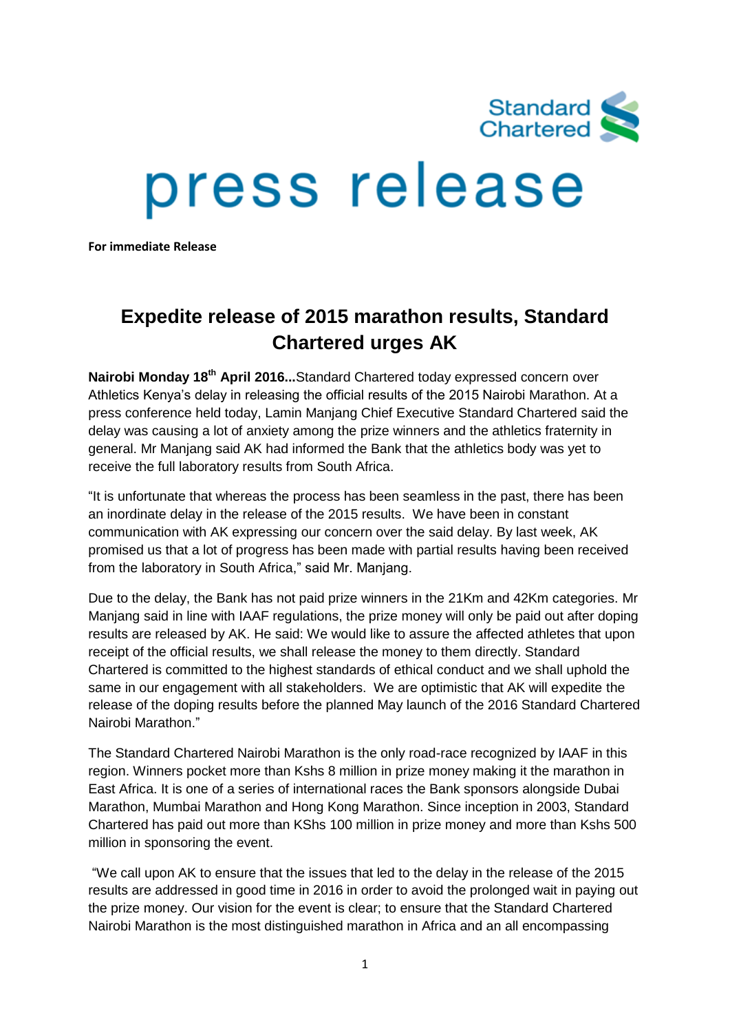Standard Chartered

# press release

**For immediate Release**

## Expedite release of 2015 marathon results, Standard Chartered urges AK

**Nairobi Monday 18th April 2016...**Standard Chartered today expressed concern over Athletics Kenya's delay in releasing the official results of the 2015 Nairobi Marathon. At a press conference held today, Lamin Manjang Chief Executive Standard Chartered said the delay was causing a lot of anxiety among the prize winners and the athletics fraternity in general. Mr Manjang said AK had informed the Bank that the athletics body was yet to receive the full laboratory results from South Africa.

"It is unfortunate that whereas the process has been seamless in the past, there has been an inordinate delay in the release of the 2015 results. We have been in constant communication with AK expressing our concern over the said delay. By last week, AK promised us that a lot of progress has been made with partial results having been received from the laboratory in South Africa," said Mr. Manjang.

Due to the delay, the Bank has not paid prize winners in the 21Km and 42Km categories. Mr Manjang said in line with IAAF regulations, the prize money will only be paid out after doping results are released by AK. He said: We would like to assure the affected athletes that upon receipt of the official results, we shall release the money to them directly. Standard Chartered is committed to the highest standards of ethical conduct and we shall uphold the same in our engagement with all stakeholders. We are optimistic that AK will expedite the release of the doping results before the planned May launch of the 2016 Standard Chartered Nairobi Marathon."

The Standard Chartered Nairobi Marathon is the only road-race recognized by IAAF in this region. Winners pocket more than Kshs 8 million in prize money making it the marathon in East Africa. It is one of a series of international races the Bank sponsors alongside Dubai Marathon, Mumbai Marathon and Hong Kong Marathon. Since inception in 2003, Standard Chartered has paid out more than KShs 100 million in prize money and more than Kshs 500 million in sponsoring the event.

"We call upon AK to ensure that the issues that led to the delay in the release of the 2015 results are addressed in good time in 2016 in order to avoid the prolonged wait in paying out the prize money. Our vision for the event is clear; to ensure that the Standard Chartered Nairobi Marathon is the most distinguished marathon in Africa and an all encompassing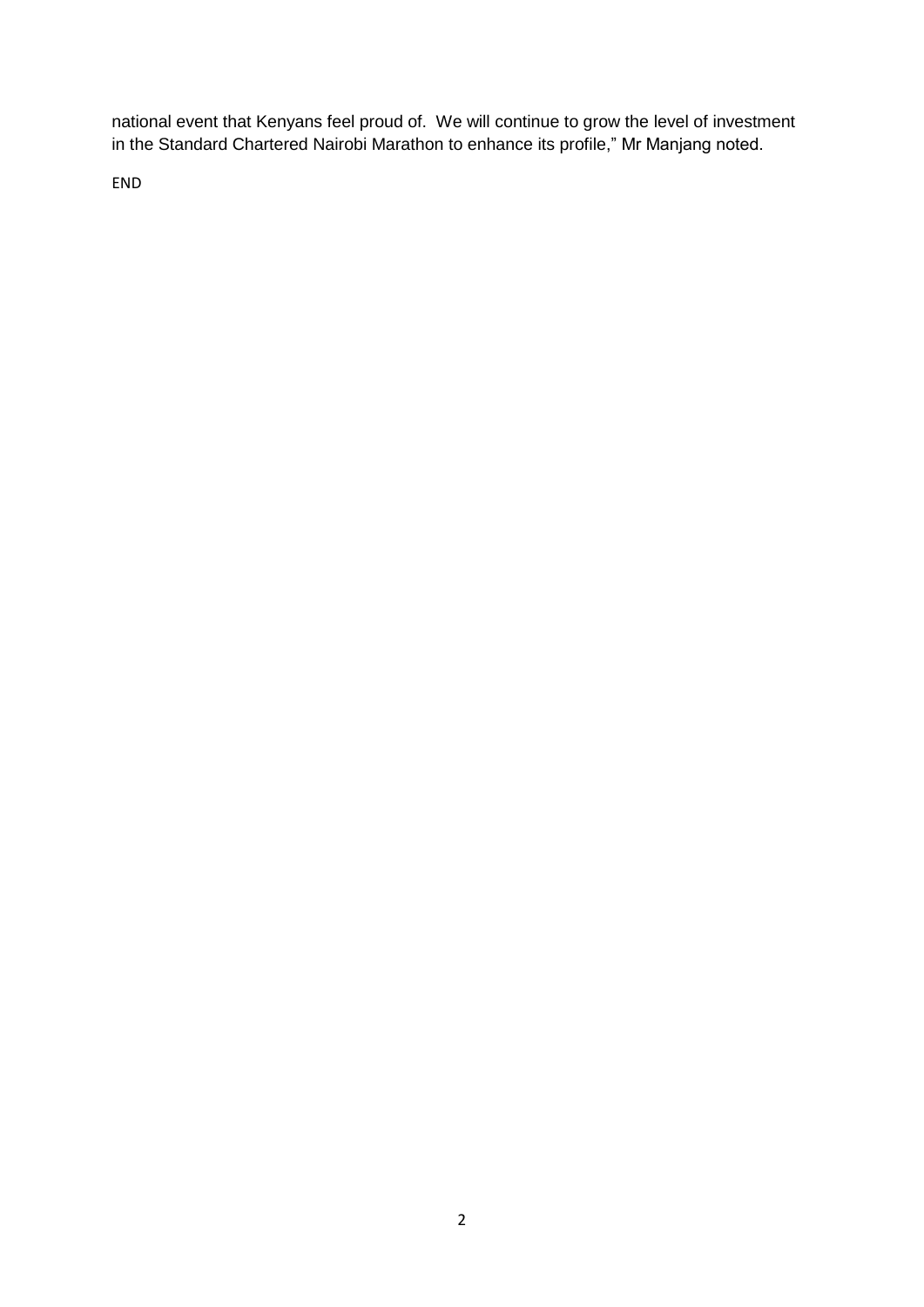national event that Kenyans feel proud of. We will continue to grow the level of investment in the Standard Chartered Nairobi Marathon to enhance its profile," Mr Manjang noted.

END